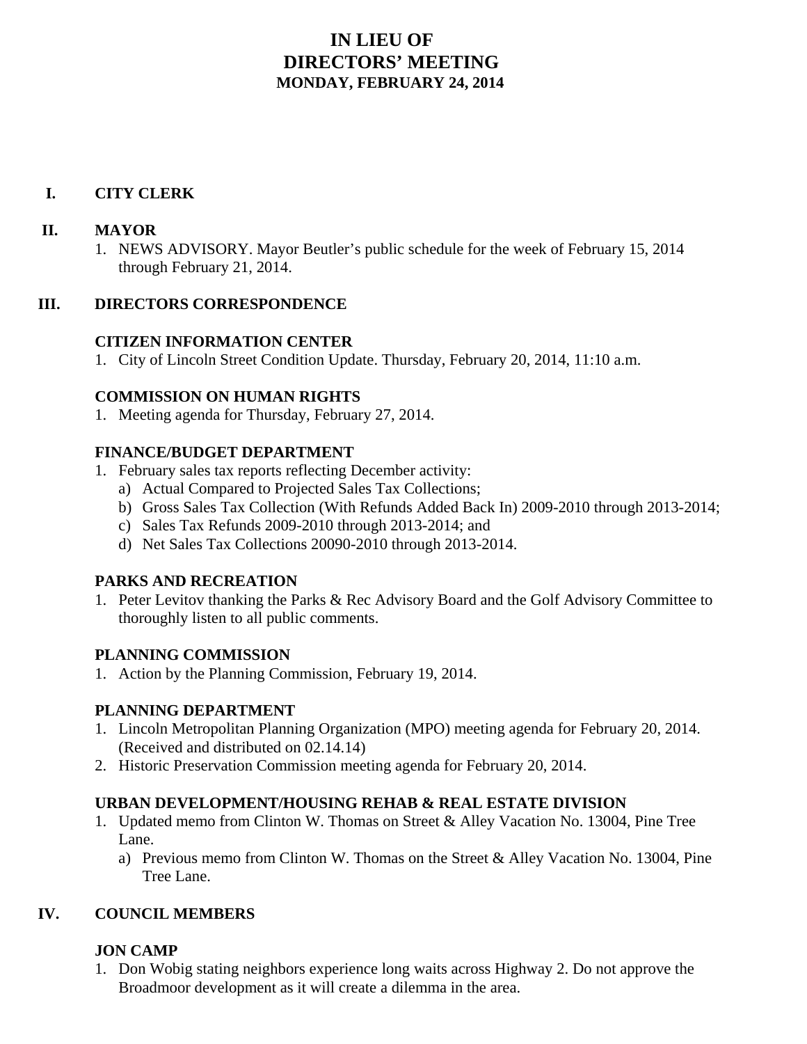# IN LIEU OF DIRECTORS' MEETING

## MONDAY, FEBRUARY 24, 2014

## I. CITY CLERK

## II. MAYOR

1. NEWS ADVISORY. Mayor Beutler's public schedule for the week of February 15, 2014 through February 21, 2014.

## III. DIRECTORS CORRESPONDENCE

### CITIZEN INFORMATION CENTER

1. City of Lincoln Street Condition Update. Thursday, February 20, 2014, 11:10 a.m.

### COMMISSION ON HUMAN RIGHTS

1. Meeting agenda for Thursday, February 27, 2014.

### FINANCE/BUDGET DEPARTMENT

1. February sales tax reports reflecting December activity:
   a) Actual Compared to Projected Sales Tax Collections;
   b) Gross Sales Tax Collection (With Refunds Added Back In) 2009-2010 through 2013-2014;
   c) Sales Tax Refunds 2009-2010 through 2013-2014; and
   d) Net Sales Tax Collections 20090-2010 through 2013-2014.

### PARKS AND RECREATION

1. Peter Levitov thanking the Parks & Rec Advisory Board and the Golf Advisory Committee to thoroughly listen to all public comments.

### PLANNING COMMISSION

1. Action by the Planning Commission, February 19, 2014.

### PLANNING DEPARTMENT

1. Lincoln Metropolitan Planning Organization (MPO) meeting agenda for February 20, 2014. (Received and distributed on 02.14.14)
2. Historic Preservation Commission meeting agenda for February 20, 2014.

### URBAN DEVELOPMENT/HOUSING REHAB & REAL ESTATE DIVISION

1. Updated memo from Clinton W. Thomas on Street & Alley Vacation No. 13004, Pine Tree Lane.
   a) Previous memo from Clinton W. Thomas on the Street & Alley Vacation No. 13004, Pine Tree Lane.

## IV. COUNCIL MEMBERS

### JON CAMP

1. Don Wobig stating neighbors experience long waits across Highway 2. Do not approve the Broadmoor development as it will create a dilemma in the area.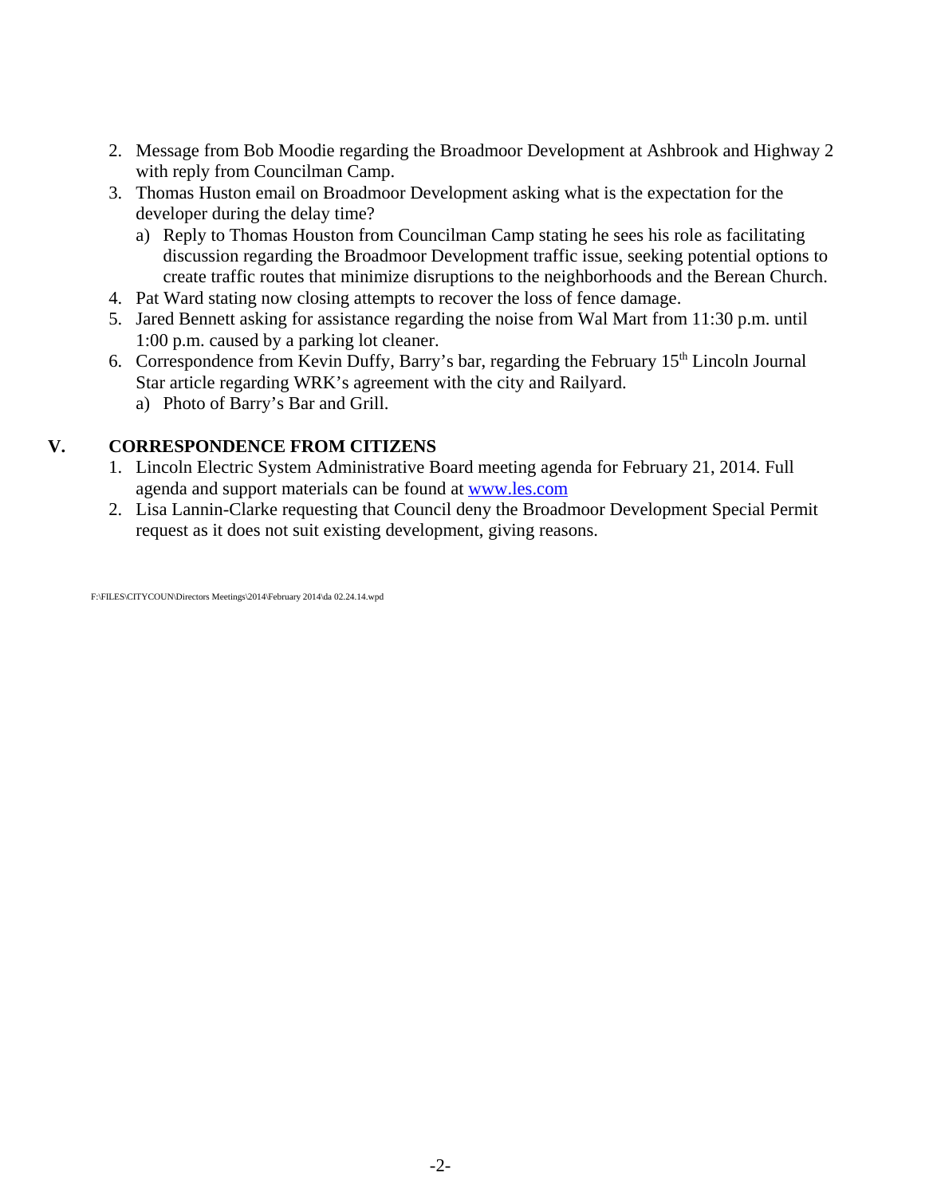2. Message from Bob Moodie regarding the Broadmoor Development at Ashbrook and Highway 2 with reply from Councilman Camp.
3. Thomas Huston email on Broadmoor Development asking what is the expectation for the developer during the delay time?
   a) Reply to Thomas Houston from Councilman Camp stating he sees his role as facilitating discussion regarding the Broadmoor Development traffic issue, seeking potential options to create traffic routes that minimize disruptions to the neighborhoods and the Berean Church.
4. Pat Ward stating now closing attempts to recover the loss of fence damage.
5. Jared Bennett asking for assistance regarding the noise from Wal Mart from 11:30 p.m. until 1:00 p.m. caused by a parking lot cleaner.
6. Correspondence from Kevin Duffy, Barry's bar, regarding the February 15th Lincoln Journal Star article regarding WRK's agreement with the city and Railyard.
   a) Photo of Barry's Bar and Grill.

## V. CORRESPONDENCE FROM CITIZENS

1. Lincoln Electric System Administrative Board meeting agenda for February 21, 2014. Full agenda and support materials can be found at www.les.com
2. Lisa Lannin-Clarke requesting that Council deny the Broadmoor Development Special Permit request as it does not suit existing development, giving reasons.

F:\FILES\CITYCOUN\Directors Meetings\2014\February 2014\da 02.24.14.wpd